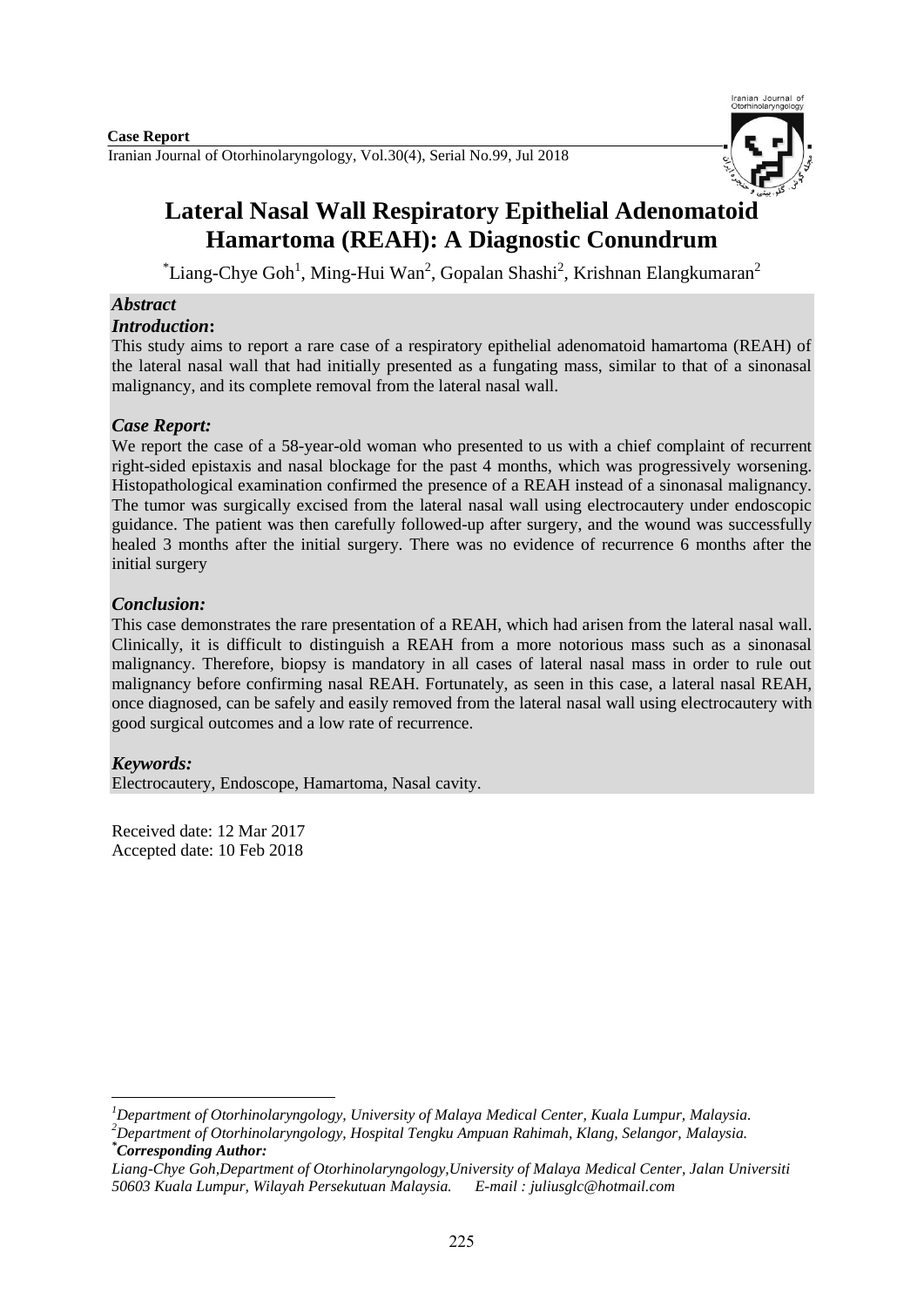**Case Report**

# Lateral Nasal Wall Respiratory Epithelial Adenomatoid Hamartoma (REAH): A Diagnostic Conundrum

*Liang-Chye Goh[1], Ming-Hui Wan[2], Gopalan Shashi[2], Krishnan Elangkumaran[2]

## *Abstract*

### *Introduction:*

This study aims to report a rare case of a respiratory epithelial adenomatoid hamartoma (REAH) of the lateral nasal wall that had initially presented as a fungating mass, similar to that of a sinonasal malignancy, and its complete removal from the lateral nasal wall.

### *Case Report:*

We report the case of a 58-year-old woman who presented to us with a chief complaint of recurrent right-sided epistaxis and nasal blockage for the past 4 months, which was progressively worsening. Histopathological examination confirmed the presence of a REAH instead of a sinonasal malignancy. The tumor was surgically excised from the lateral nasal wall using electrocautery under endoscopic guidance. The patient was then carefully followed-up after surgery, and the wound was successfully healed 3 months after the initial surgery. There was no evidence of recurrence 6 months after the initial surgery

### *Conclusion:*

This case demonstrates the rare presentation of a REAH, which had arisen from the lateral nasal wall. Clinically, it is difficult to distinguish a REAH from a more notorious mass such as a sinonasal malignancy. Therefore, biopsy is mandatory in all cases of lateral nasal mass in order to rule out malignancy before confirming nasal REAH. Fortunately, as seen in this case, a lateral nasal REAH, once diagnosed, can be safely and easily removed from the lateral nasal wall using electrocautery with good surgical outcomes and a low rate of recurrence.

### *Keywords:*

Electrocautery, Endoscope, Hamartoma, Nasal cavity.

Received date: 12 Mar 2017
Accepted date: 10 Feb 2018

---

*[1]Department of Otorhinolaryngology, University of Malaya Medical Center, Kuala Lumpur, Malaysia.*
*[2]Department of Otorhinolaryngology, Hospital Tengku Ampuan Rahimah, Klang, Selangor, Malaysia.*
***Corresponding Author:***
*Liang-Chye Goh,Department of Otorhinolaryngology,University of Malaya Medical Center, Jalan Universiti 50603 Kuala Lumpur, Wilayah Persekutuan Malaysia. E-mail : juliusglc@hotmail.com*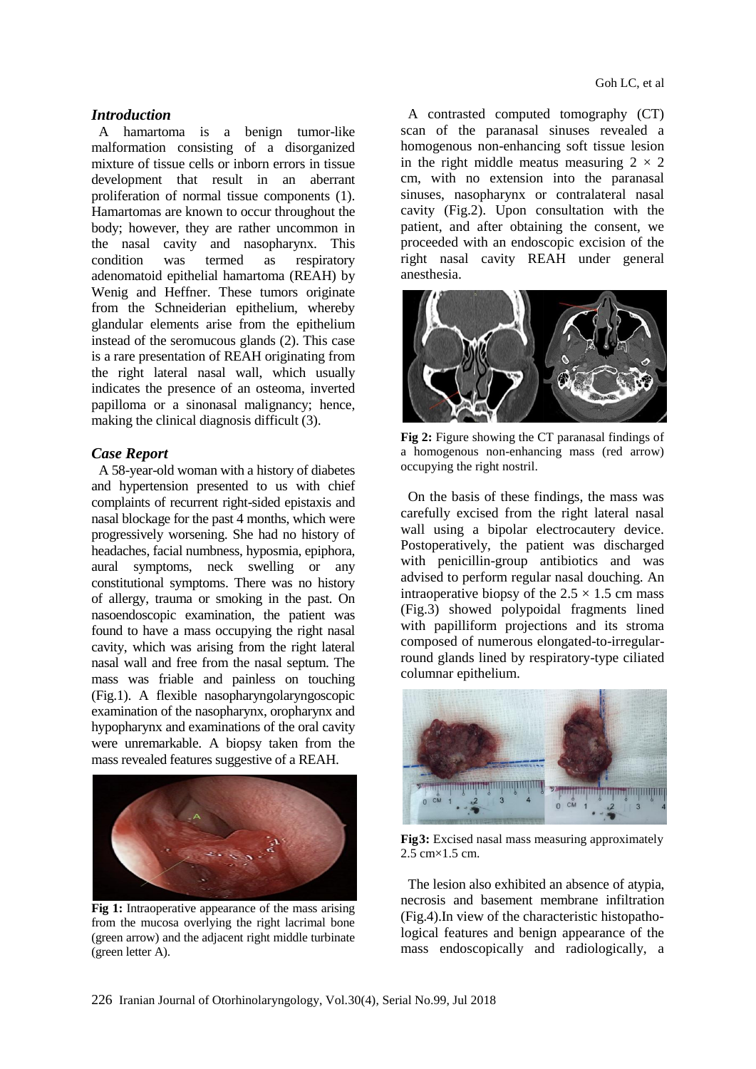## *Introduction*

A hamartoma is a benign tumor-like malformation consisting of a disorganized mixture of tissue cells or inborn errors in tissue development that result in an aberrant proliferation of normal tissue components (1). Hamartomas are known to occur throughout the body; however, they are rather uncommon in the nasal cavity and nasopharynx. This condition was termed as respiratory adenomatoid epithelial hamartoma (REAH) by Wenig and Heffner. These tumors originate from the Schneiderian epithelium, whereby glandular elements arise from the epithelium instead of the seromucous glands (2). This case is a rare presentation of REAH originating from the right lateral nasal wall, which usually indicates the presence of an osteoma, inverted papilloma or a sinonasal malignancy; hence, making the clinical diagnosis difficult (3).

## *Case Report*

A 58-year-old woman with a history of diabetes and hypertension presented to us with chief complaints of recurrent right-sided epistaxis and nasal blockage for the past 4 months, which were progressively worsening. She had no history of headaches, facial numbness, hyposmia, epiphora, aural symptoms, neck swelling or any constitutional symptoms. There was no history of allergy, trauma or smoking in the past. On nasoendoscopic examination, the patient was found to have a mass occupying the right nasal cavity, which was arising from the right lateral nasal wall and free from the nasal septum. The mass was friable and painless on touching (Fig.1). A flexible nasopharyngolaryngoscopic examination of the nasopharynx, oropharynx and hypopharynx and examinations of the oral cavity were unremarkable. A biopsy taken from the mass revealed features suggestive of a REAH.

**Fig 1:** Intraoperative appearance of the mass arising from the mucosa overlying the right lacrimal bone (green arrow) and the adjacent right middle turbinate (green letter A).

A contrasted computed tomography (CT) scan of the paranasal sinuses revealed a homogenous non-enhancing soft tissue lesion in the right middle meatus measuring $2 \times 2$ cm, with no extension into the paranasal sinuses, nasopharynx or contralateral nasal cavity (Fig.2). Upon consultation with the patient, and after obtaining the consent, we proceeded with an endoscopic excision of the right nasal cavity REAH under general anesthesia.

**Fig 2:** Figure showing the CT paranasal findings of a homogenous non-enhancing mass (red arrow) occupying the right nostril.

On the basis of these findings, the mass was carefully excised from the right lateral nasal wall using a bipolar electrocautery device. Postoperatively, the patient was discharged with penicillin-group antibiotics and was advised to perform regular nasal douching. An intraoperative biopsy of the $2.5 \times 1.5$ cm mass (Fig.3) showed polypoidal fragments lined with papilliform projections and its stroma composed of numerous elongated-to-irregular-round glands lined by respiratory-type ciliated columnar epithelium.

**Fig3:** Excised nasal mass measuring approximately 2.5 cm×1.5 cm.

The lesion also exhibited an absence of atypia, necrosis and basement membrane infiltration (Fig.4).In view of the characteristic histopathological features and benign appearance of the mass endoscopically and radiologically, a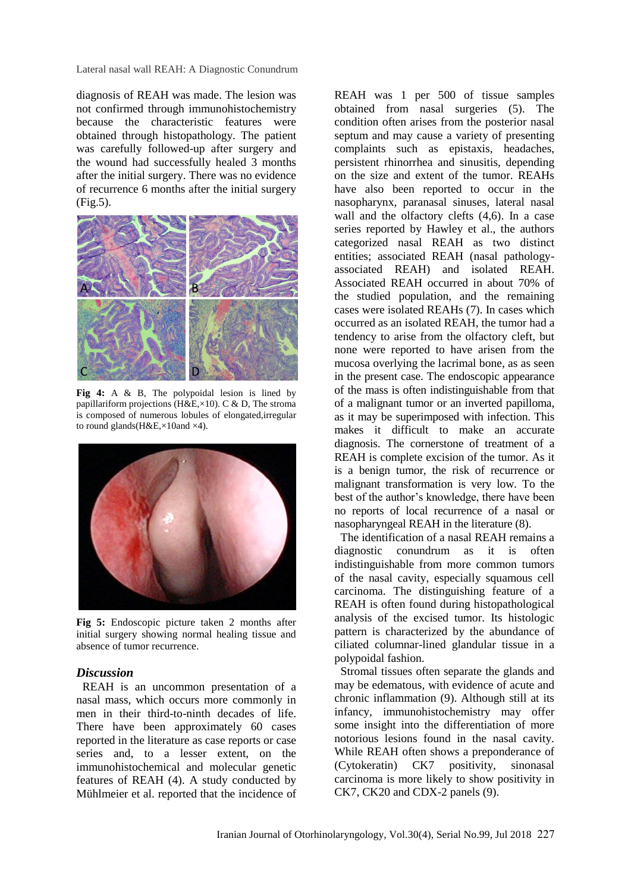diagnosis of REAH was made. The lesion was not confirmed through immunohistochemistry because the characteristic features were obtained through histopathology. The patient was carefully followed-up after surgery and the wound had successfully healed 3 months after the initial surgery. There was no evidence of recurrence 6 months after the initial surgery (Fig.5).

**Fig 4:** A & B, The polypoidal lesion is lined by papillariform projections (H&E,×10). C & D, The stroma is composed of numerous lobules of elongated,irregular to round glands(H&E,×10and ×4).

**Fig 5:** Endoscopic picture taken 2 months after initial surgery showing normal healing tissue and absence of tumor recurrence.

### *Discussion*

REAH is an uncommon presentation of a nasal mass, which occurs more commonly in men in their third-to-ninth decades of life. There have been approximately 60 cases reported in the literature as case reports or case series and, to a lesser extent, on the immunohistochemical and molecular genetic features of REAH (4). A study conducted by Mühlmeier et al. reported that the incidence of REAH was 1 per 500 of tissue samples obtained from nasal surgeries (5). The condition often arises from the posterior nasal septum and may cause a variety of presenting complaints such as epistaxis, headaches, persistent rhinorrhea and sinusitis, depending on the size and extent of the tumor. REAHs have also been reported to occur in the nasopharynx, paranasal sinuses, lateral nasal wall and the olfactory clefts (4,6). In a case series reported by Hawley et al., the authors categorized nasal REAH as two distinct entities; associated REAH (nasal pathology-associated REAH) and isolated REAH. Associated REAH occurred in about 70% of the studied population, and the remaining cases were isolated REAHs (7). In cases which occurred as an isolated REAH, the tumor had a tendency to arise from the olfactory cleft, but none were reported to have arisen from the mucosa overlying the lacrimal bone, as as seen in the present case. The endoscopic appearance of the mass is often indistinguishable from that of a malignant tumor or an inverted papilloma, as it may be superimposed with infection. This makes it difficult to make an accurate diagnosis. The cornerstone of treatment of a REAH is complete excision of the tumor. As it is a benign tumor, the risk of recurrence or malignant transformation is very low. To the best of the author's knowledge, there have been no reports of local recurrence of a nasal or nasopharyngeal REAH in the literature (8).

The identification of a nasal REAH remains a diagnostic conundrum as it is often indistinguishable from more common tumors of the nasal cavity, especially squamous cell carcinoma. The distinguishing feature of a REAH is often found during histopathological analysis of the excised tumor. Its histologic pattern is characterized by the abundance of ciliated columnar-lined glandular tissue in a polypoidal fashion.

Stromal tissues often separate the glands and may be edematous, with evidence of acute and chronic inflammation (9). Although still at its infancy, immunohistochemistry may offer some insight into the differentiation of more notorious lesions found in the nasal cavity. While REAH often shows a preponderance of (Cytokeratin) CK7 positivity, sinonasal carcinoma is more likely to show positivity in CK7, CK20 and CDX-2 panels (9).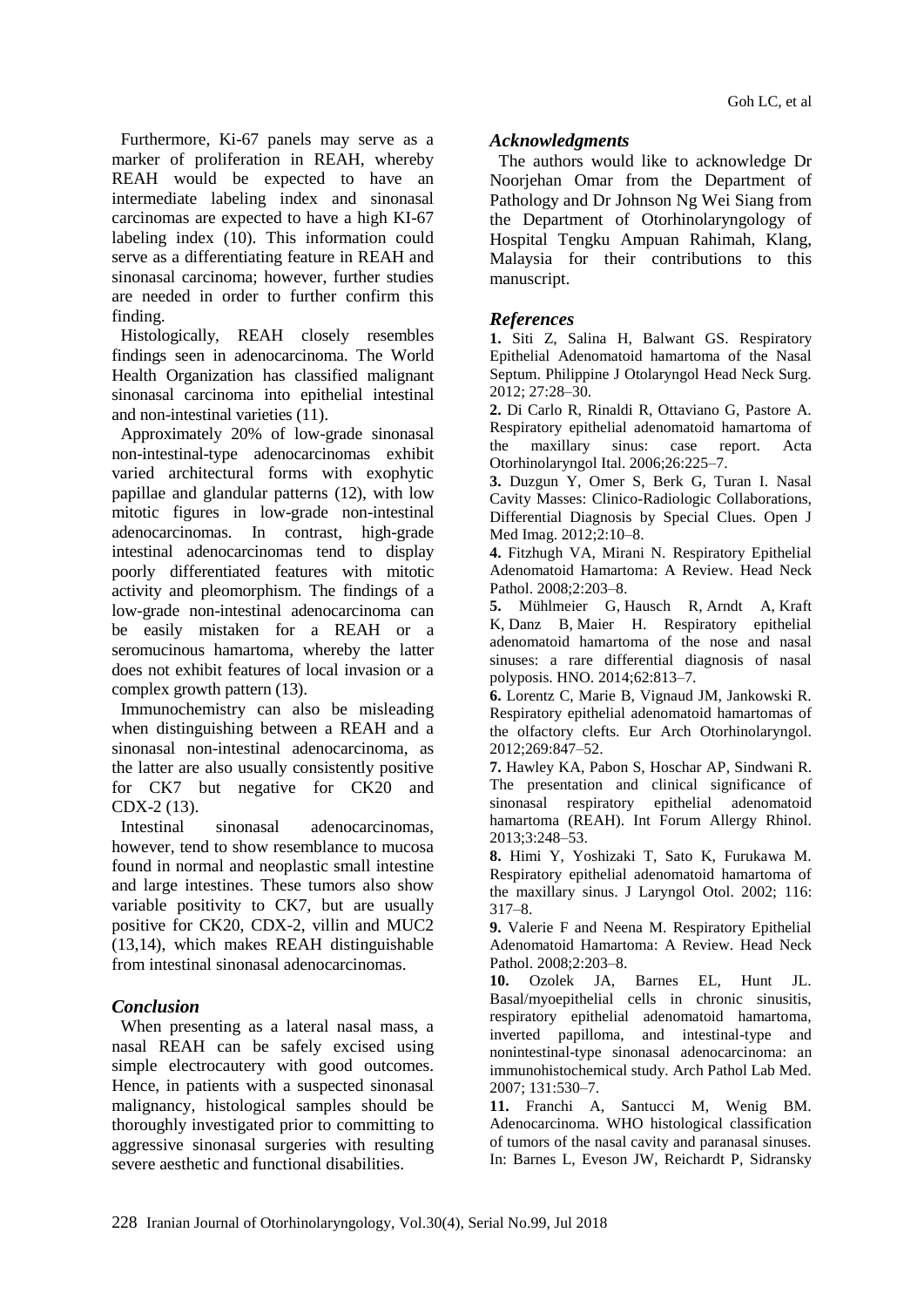Furthermore, Ki-67 panels may serve as a marker of proliferation in REAH, whereby REAH would be expected to have an intermediate labeling index and sinonasal carcinomas are expected to have a high KI-67 labeling index (10). This information could serve as a differentiating feature in REAH and sinonasal carcinoma; however, further studies are needed in order to further confirm this finding.

Histologically, REAH closely resembles findings seen in adenocarcinoma. The World Health Organization has classified malignant sinonasal carcinoma into epithelial intestinal and non-intestinal varieties (11).

Approximately 20% of low-grade sinonasal non-intestinal-type adenocarcinomas exhibit varied architectural forms with exophytic papillae and glandular patterns (12), with low mitotic figures in low-grade non-intestinal adenocarcinomas. In contrast, high-grade intestinal adenocarcinomas tend to display poorly differentiated features with mitotic activity and pleomorphism. The findings of a low-grade non-intestinal adenocarcinoma can be easily mistaken for a REAH or a seromucinous hamartoma, whereby the latter does not exhibit features of local invasion or a complex growth pattern (13).

Immunochemistry can also be misleading when distinguishing between a REAH and a sinonasal non-intestinal adenocarcinoma, as the latter are also usually consistently positive for CK7 but negative for CK20 and CDX-2 (13).

Intestinal sinonasal adenocarcinomas, however, tend to show resemblance to mucosa found in normal and neoplastic small intestine and large intestines. These tumors also show variable positivity to CK7, but are usually positive for CK20, CDX-2, villin and MUC2 (13,14), which makes REAH distinguishable from intestinal sinonasal adenocarcinomas.

## *Conclusion*

When presenting as a lateral nasal mass, a nasal REAH can be safely excised using simple electrocautery with good outcomes. Hence, in patients with a suspected sinonasal malignancy, histological samples should be thoroughly investigated prior to committing to aggressive sinonasal surgeries with resulting severe aesthetic and functional disabilities.

## *Acknowledgments*

The authors would like to acknowledge Dr Noorjehan Omar from the Department of Pathology and Dr Johnson Ng Wei Siang from the Department of Otorhinolaryngology of Hospital Tengku Ampuan Rahimah, Klang, Malaysia for their contributions to this manuscript.

## *References*

**1.** Siti Z, Salina H, Balwant GS. Respiratory Epithelial Adenomatoid hamartoma of the Nasal Septum. Philippine J Otolaryngol Head Neck Surg. 2012; 27:28–30.

**2.** Di Carlo R, Rinaldi R, Ottaviano G, Pastore A. Respiratory epithelial adenomatoid hamartoma of the maxillary sinus: case report. Acta Otorhinolaryngol Ital. 2006;26:225–7.

**3.** Duzgun Y, Omer S, Berk G, Turan I. Nasal Cavity Masses: Clinico-Radiologic Collaborations, Differential Diagnosis by Special Clues. Open J Med Imag. 2012;2:10–8.

**4.** Fitzhugh VA, Mirani N. Respiratory Epithelial Adenomatoid Hamartoma: A Review. Head Neck Pathol. 2008;2:203–8.

**5.** Mühlmeier G, Hausch R, Arndt A, Kraft K, Danz B, Maier H. Respiratory epithelial adenomatoid hamartoma of the nose and nasal sinuses: a rare differential diagnosis of nasal polyposis. HNO. 2014;62:813–7.

**6.** Lorentz C, Marie B, Vignaud JM, Jankowski R. Respiratory epithelial adenomatoid hamartomas of the olfactory clefts. Eur Arch Otorhinolaryngol. 2012;269:847–52.

**7.** Hawley KA, Pabon S, Hoschar AP, Sindwani R. The presentation and clinical significance of sinonasal respiratory epithelial adenomatoid hamartoma (REAH). Int Forum Allergy Rhinol. 2013;3:248–53.

**8.** Himi Y, Yoshizaki T, Sato K, Furukawa M. Respiratory epithelial adenomatoid hamartoma of the maxillary sinus. J Laryngol Otol. 2002; 116: 317–8.

**9.** Valerie F and Neena M. Respiratory Epithelial Adenomatoid Hamartoma: A Review. Head Neck Pathol. 2008;2:203–8.

**10.** Ozolek JA, Barnes EL, Hunt JL. Basal/myoepithelial cells in chronic sinusitis, respiratory epithelial adenomatoid hamartoma, inverted papilloma, and intestinal-type and nonintestinal-type sinonasal adenocarcinoma: an immunohistochemical study. Arch Pathol Lab Med. 2007; 131:530–7.

**11.** Franchi A, Santucci M, Wenig BM. Adenocarcinoma. WHO histological classification of tumors of the nasal cavity and paranasal sinuses. In: Barnes L, Eveson JW, Reichardt P, Sidransky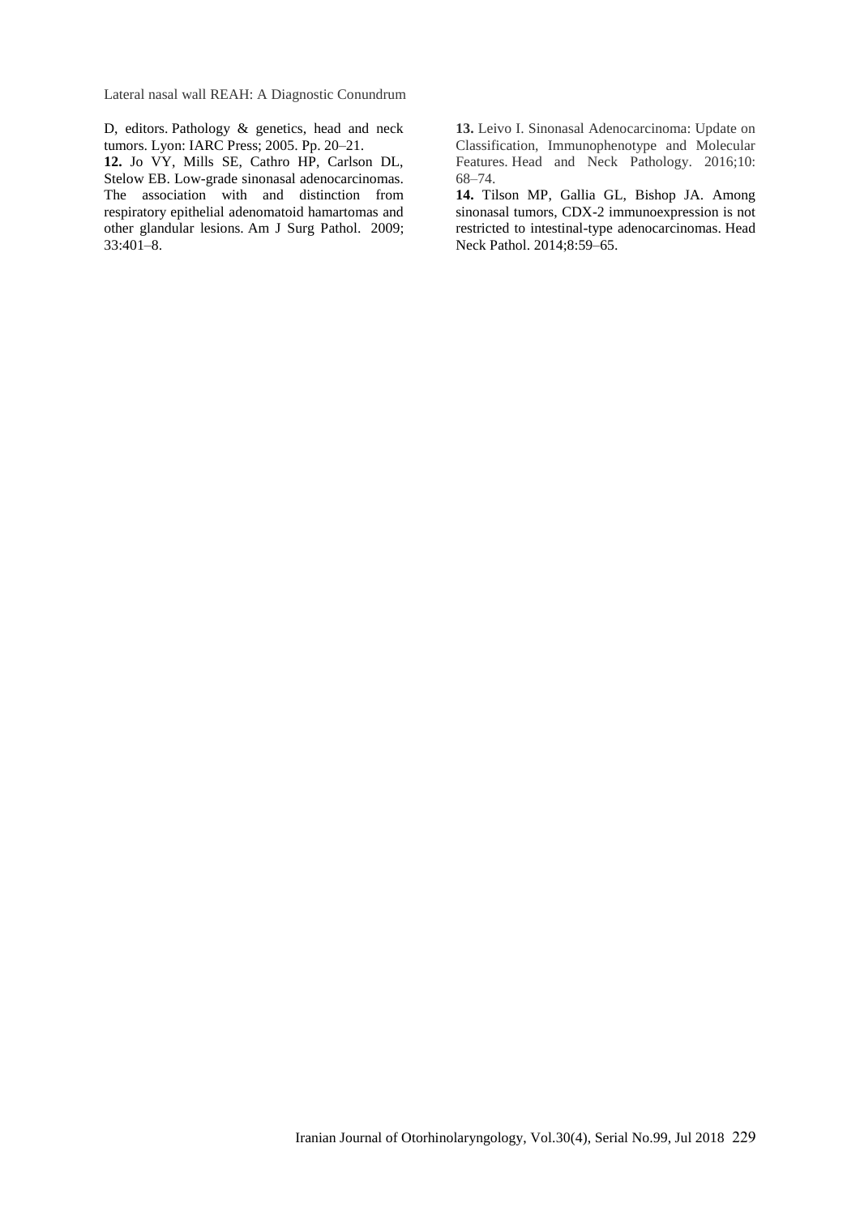D, editors. Pathology & genetics, head and neck tumors. Lyon: IARC Press; 2005. Pp. 20–21.

**12.** Jo VY, Mills SE, Cathro HP, Carlson DL, Stelow EB. Low-grade sinonasal adenocarcinomas. The association with and distinction from respiratory epithelial adenomatoid hamartomas and other glandular lesions. Am J Surg Pathol. 2009; 33:401–8.

**13.** Leivo I. Sinonasal Adenocarcinoma: Update on Classification, Immunophenotype and Molecular Features. Head and Neck Pathology. 2016;10: 68–74.

**14.** Tilson MP, Gallia GL, Bishop JA. Among sinonasal tumors, CDX-2 immunoexpression is not restricted to intestinal-type adenocarcinomas. Head Neck Pathol. 2014;8:59–65.